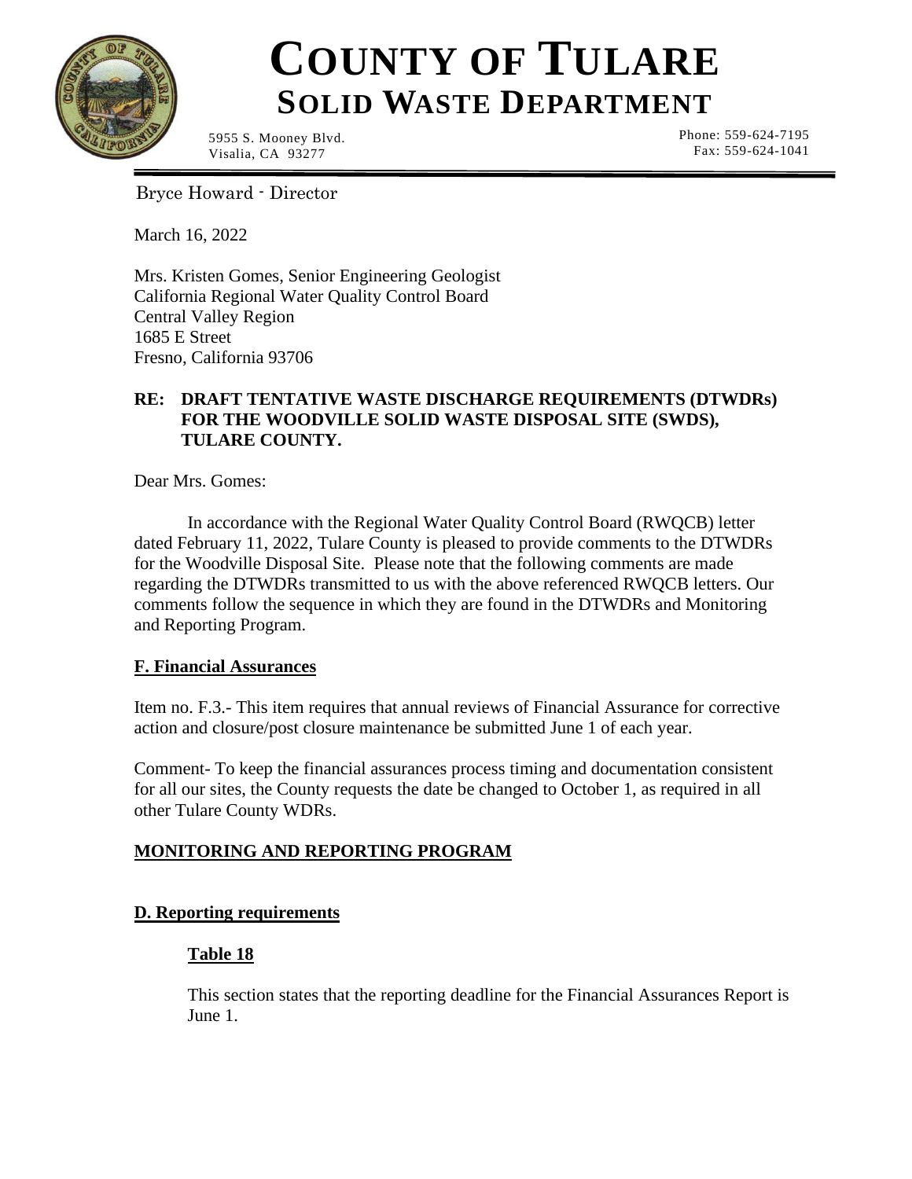# COUNTY OF TULARE
## SOLID WASTE DEPARTMENT

5955 S. Mooney Blvd.
Visalia, CA 93277

Phone: 559-624-7195
Fax: 559-624-1041

Bryce Howard - Director

March 16, 2022

Mrs. Kristen Gomes, Senior Engineering Geologist
California Regional Water Quality Control Board
Central Valley Region
1685 E Street
Fresno, California 93706

**RE: DRAFT TENTATIVE WASTE DISCHARGE REQUIREMENTS (DTWDRs) FOR THE WOODVILLE SOLID WASTE DISPOSAL SITE (SWDS), TULARE COUNTY.**

Dear Mrs. Gomes:

In accordance with the Regional Water Quality Control Board (RWQCB) letter dated February 11, 2022, Tulare County is pleased to provide comments to the DTWDRs for the Woodville Disposal Site. Please note that the following comments are made regarding the DTWDRs transmitted to us with the above referenced RWQCB letters. Our comments follow the sequence in which they are found in the DTWDRs and Monitoring and Reporting Program.

**F. Financial Assurances**

Item no. F.3.- This item requires that annual reviews of Financial Assurance for corrective action and closure/post closure maintenance be submitted June 1 of each year.

Comment- To keep the financial assurances process timing and documentation consistent for all our sites, the County requests the date be changed to October 1, as required in all other Tulare County WDRs.

**MONITORING AND REPORTING PROGRAM**

**D. Reporting requirements**

**Table 18**

This section states that the reporting deadline for the Financial Assurances Report is June 1.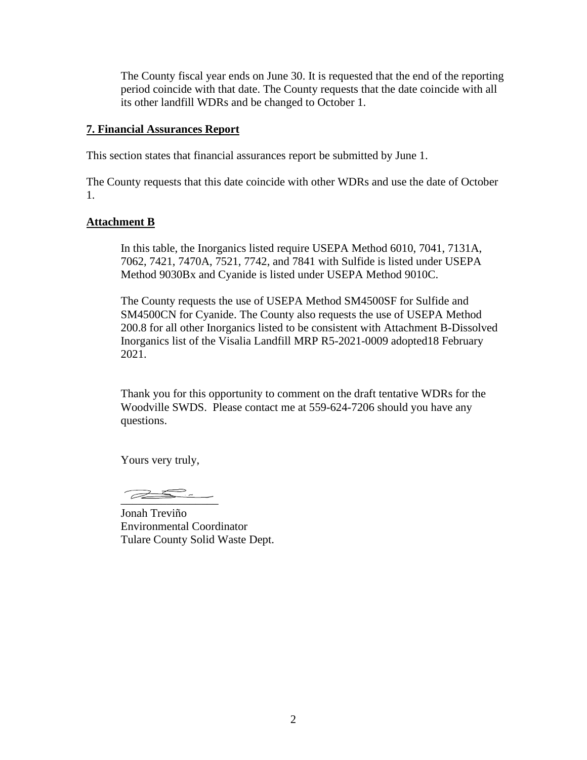The County fiscal year ends on June 30. It is requested that the end of the reporting period coincide with that date. The County requests that the date coincide with all its other landfill WDRs and be changed to October 1.

**7. Financial Assurances Report**

This section states that financial assurances report be submitted by June 1.

The County requests that this date coincide with other WDRs and use the date of October 1.

**Attachment B**

In this table, the Inorganics listed require USEPA Method 6010, 7041, 7131A, 7062, 7421, 7470A, 7521, 7742, and 7841 with Sulfide is listed under USEPA Method 9030Bx and Cyanide is listed under USEPA Method 9010C.

The County requests the use of USEPA Method SM4500SF for Sulfide and SM4500CN for Cyanide. The County also requests the use of USEPA Method 200.8 for all other Inorganics listed to be consistent with Attachment B-Dissolved Inorganics list of the Visalia Landfill MRP R5-2021-0009 adopted18 February 2021.

Thank you for this opportunity to comment on the draft tentative WDRs for the Woodville SWDS. Please contact me at 559-624-7206 should you have any questions.

Yours very truly,

Jonah Treviño
Environmental Coordinator
Tulare County Solid Waste Dept.